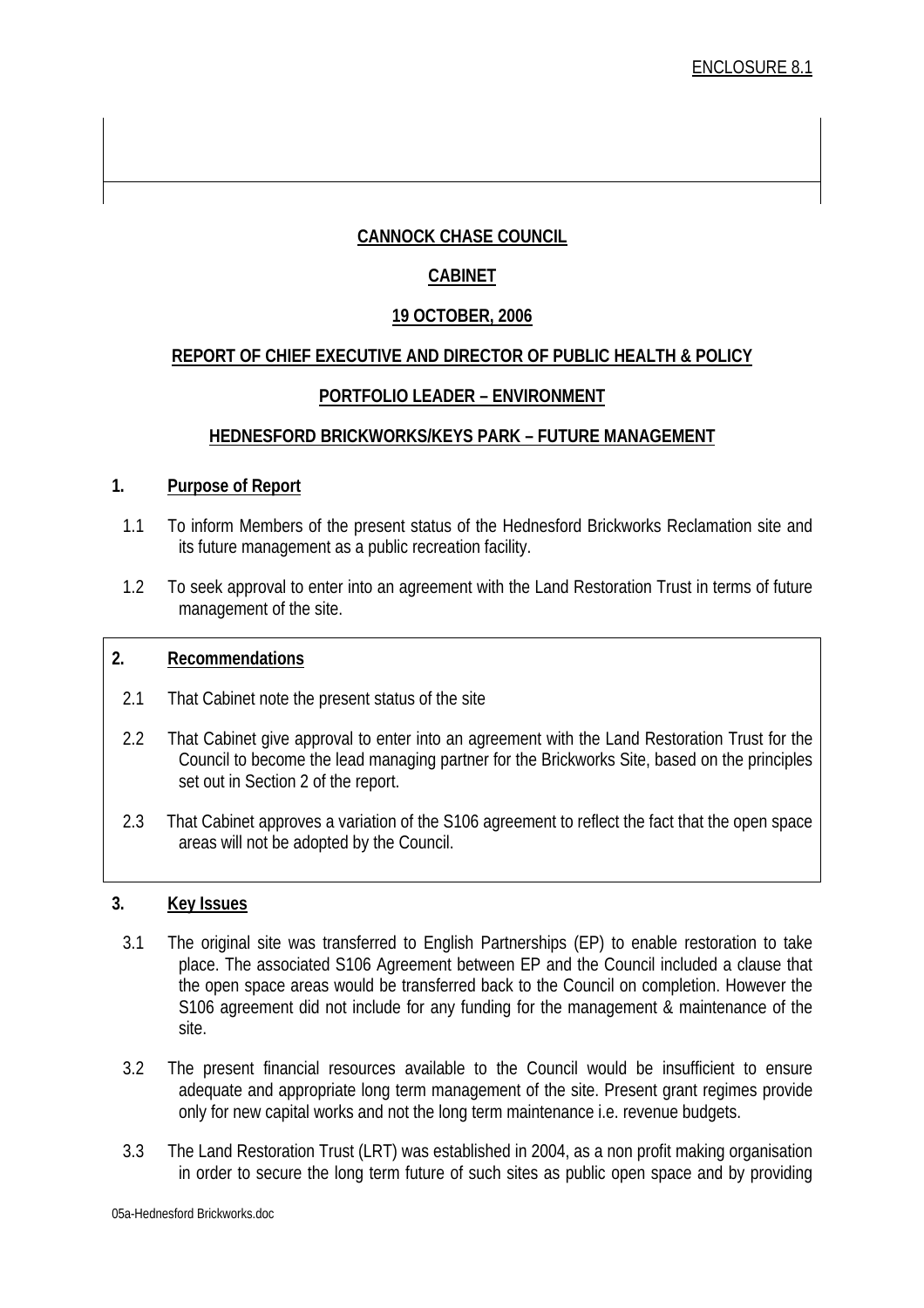ENCLOSURE 8.1

**CANNOCK CHASE COUNCIL**

**CABINET**

**19 OCTOBER, 2006**

**REPORT OF CHIEF EXECUTIVE AND DIRECTOR OF PUBLIC HEALTH & POLICY**

**PORTFOLIO LEADER – ENVIRONMENT**

**HEDNESFORD BRICKWORKS/KEYS PARK – FUTURE MANAGEMENT**

## 1. Purpose of Report

1.1 To inform Members of the present status of the Hednesford Brickworks Reclamation site and its future management as a public recreation facility.

1.2 To seek approval to enter into an agreement with the Land Restoration Trust in terms of future management of the site.

## 2. Recommendations

2.1 That Cabinet note the present status of the site

2.2 That Cabinet give approval to enter into an agreement with the Land Restoration Trust for the Council to become the lead managing partner for the Brickworks Site, based on the principles set out in Section 2 of the report.

2.3 That Cabinet approves a variation of the S106 agreement to reflect the fact that the open space areas will not be adopted by the Council.

## 3. Key Issues

3.1 The original site was transferred to English Partnerships (EP) to enable restoration to take place. The associated S106 Agreement between EP and the Council included a clause that the open space areas would be transferred back to the Council on completion. However the S106 agreement did not include for any funding for the management & maintenance of the site.

3.2 The present financial resources available to the Council would be insufficient to ensure adequate and appropriate long term management of the site. Present grant regimes provide only for new capital works and not the long term maintenance i.e. revenue budgets.

3.3 The Land Restoration Trust (LRT) was established in 2004, as a non profit making organisation in order to secure the long term future of such sites as public open space and by providing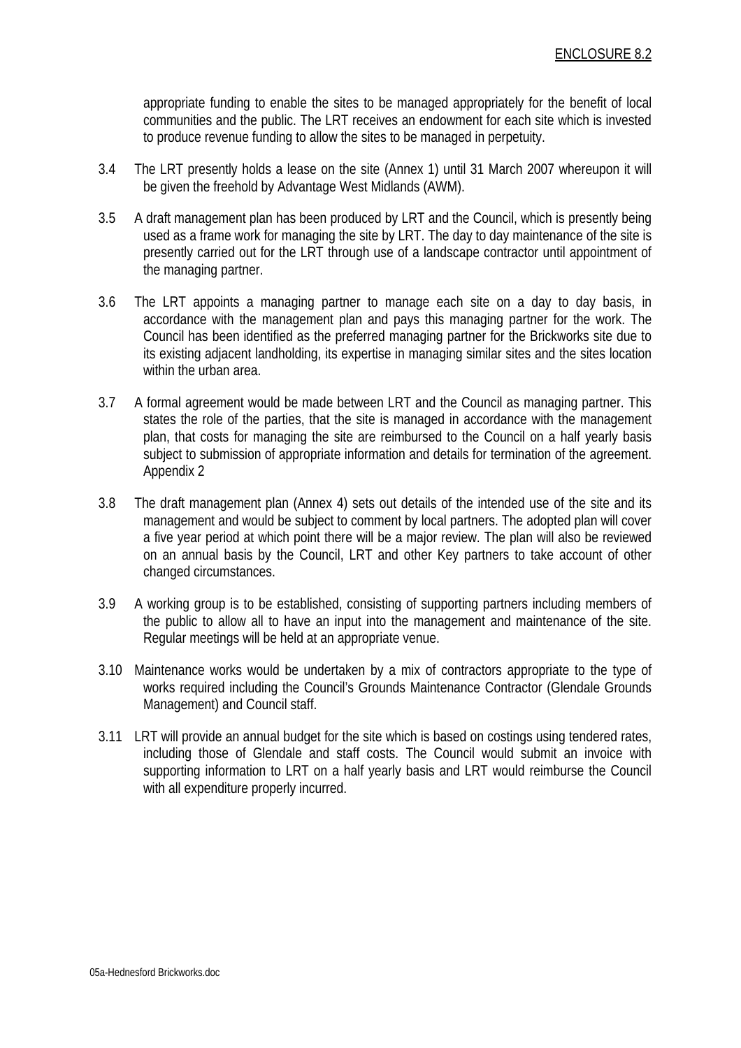appropriate funding to enable the sites to be managed appropriately for the benefit of local communities and the public. The LRT receives an endowment for each site which is invested to produce revenue funding to allow the sites to be managed in perpetuity.

3.4 The LRT presently holds a lease on the site (Annex 1) until 31 March 2007 whereupon it will be given the freehold by Advantage West Midlands (AWM).

3.5 A draft management plan has been produced by LRT and the Council, which is presently being used as a frame work for managing the site by LRT. The day to day maintenance of the site is presently carried out for the LRT through use of a landscape contractor until appointment of the managing partner.

3.6 The LRT appoints a managing partner to manage each site on a day to day basis, in accordance with the management plan and pays this managing partner for the work. The Council has been identified as the preferred managing partner for the Brickworks site due to its existing adjacent landholding, its expertise in managing similar sites and the sites location within the urban area.

3.7 A formal agreement would be made between LRT and the Council as managing partner. This states the role of the parties, that the site is managed in accordance with the management plan, that costs for managing the site are reimbursed to the Council on a half yearly basis subject to submission of appropriate information and details for termination of the agreement. Appendix 2

3.8 The draft management plan (Annex 4) sets out details of the intended use of the site and its management and would be subject to comment by local partners. The adopted plan will cover a five year period at which point there will be a major review. The plan will also be reviewed on an annual basis by the Council, LRT and other Key partners to take account of other changed circumstances.

3.9 A working group is to be established, consisting of supporting partners including members of the public to allow all to have an input into the management and maintenance of the site. Regular meetings will be held at an appropriate venue.

3.10 Maintenance works would be undertaken by a mix of contractors appropriate to the type of works required including the Council's Grounds Maintenance Contractor (Glendale Grounds Management) and Council staff.

3.11 LRT will provide an annual budget for the site which is based on costings using tendered rates, including those of Glendale and staff costs. The Council would submit an invoice with supporting information to LRT on a half yearly basis and LRT would reimburse the Council with all expenditure properly incurred.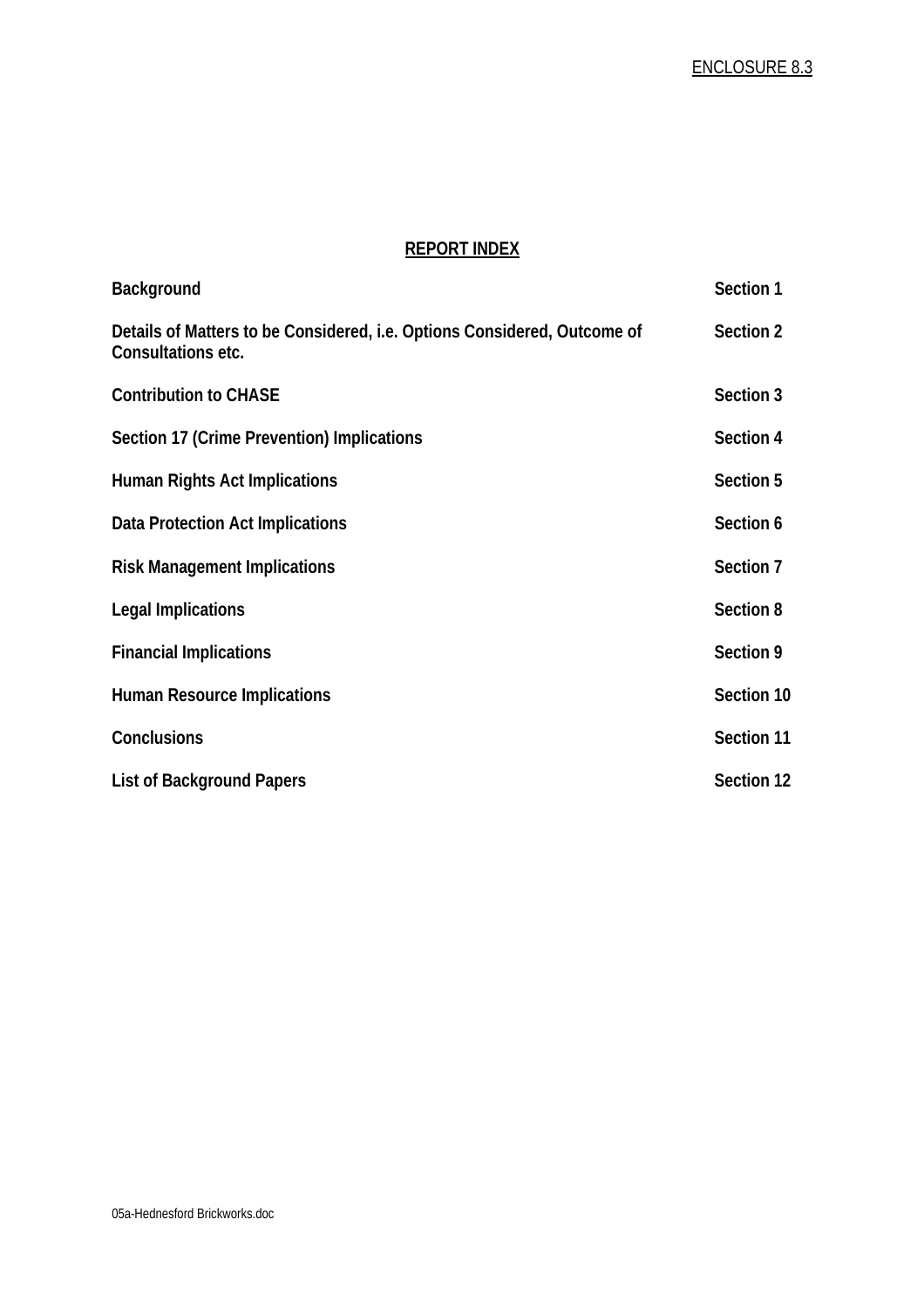ENCLOSURE 8.3

## REPORT INDEX

| | |
|---|---|
| **Background** | **Section 1** |
| **Details of Matters to be Considered, i.e. Options Considered, Outcome of Consultations etc.** | **Section 2** |
| **Contribution to CHASE** | **Section 3** |
| **Section 17 (Crime Prevention) Implications** | **Section 4** |
| **Human Rights Act Implications** | **Section 5** |
| **Data Protection Act Implications** | **Section 6** |
| **Risk Management Implications** | **Section 7** |
| **Legal Implications** | **Section 8** |
| **Financial Implications** | **Section 9** |
| **Human Resource Implications** | **Section 10** |
| **Conclusions** | **Section 11** |
| **List of Background Papers** | **Section 12** |

05a-Hednesford Brickworks.doc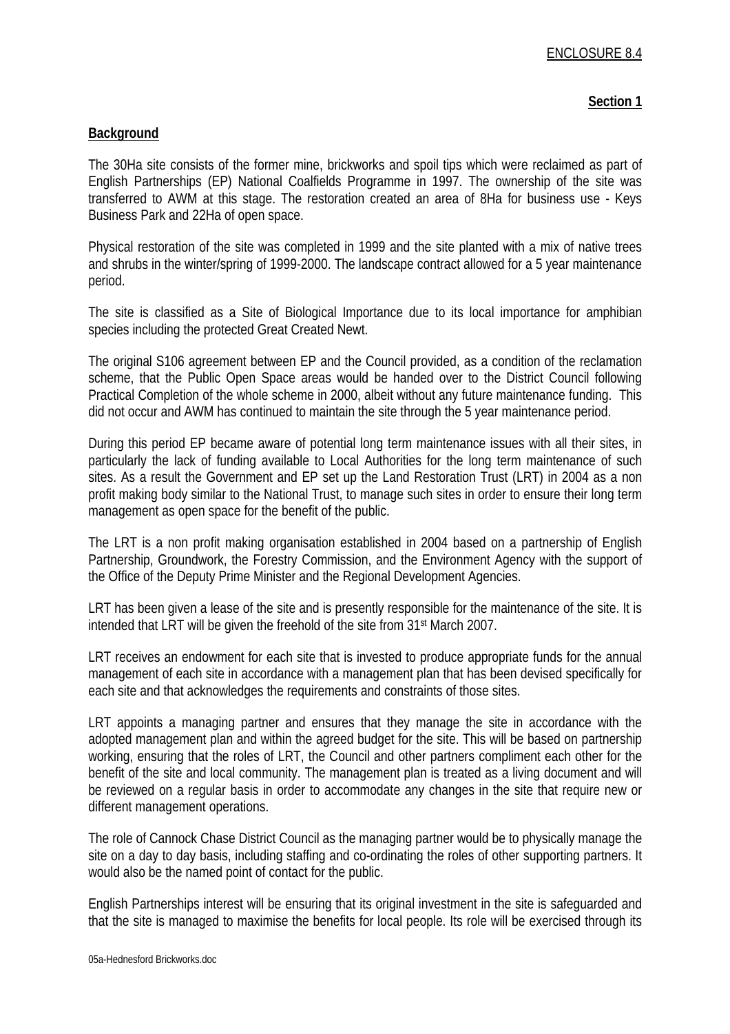ENCLOSURE 8.4

**Section 1**

**Background**

The 30Ha site consists of the former mine, brickworks and spoil tips which were reclaimed as part of English Partnerships (EP) National Coalfields Programme in 1997. The ownership of the site was transferred to AWM at this stage. The restoration created an area of 8Ha for business use - Keys Business Park and 22Ha of open space.

Physical restoration of the site was completed in 1999 and the site planted with a mix of native trees and shrubs in the winter/spring of 1999-2000. The landscape contract allowed for a 5 year maintenance period.

The site is classified as a Site of Biological Importance due to its local importance for amphibian species including the protected Great Created Newt.

The original S106 agreement between EP and the Council provided, as a condition of the reclamation scheme, that the Public Open Space areas would be handed over to the District Council following Practical Completion of the whole scheme in 2000, albeit without any future maintenance funding. This did not occur and AWM has continued to maintain the site through the 5 year maintenance period.

During this period EP became aware of potential long term maintenance issues with all their sites, in particularly the lack of funding available to Local Authorities for the long term maintenance of such sites. As a result the Government and EP set up the Land Restoration Trust (LRT) in 2004 as a non profit making body similar to the National Trust, to manage such sites in order to ensure their long term management as open space for the benefit of the public.

The LRT is a non profit making organisation established in 2004 based on a partnership of English Partnership, Groundwork, the Forestry Commission, and the Environment Agency with the support of the Office of the Deputy Prime Minister and the Regional Development Agencies.

LRT has been given a lease of the site and is presently responsible for the maintenance of the site. It is intended that LRT will be given the freehold of the site from 31st March 2007.

LRT receives an endowment for each site that is invested to produce appropriate funds for the annual management of each site in accordance with a management plan that has been devised specifically for each site and that acknowledges the requirements and constraints of those sites.

LRT appoints a managing partner and ensures that they manage the site in accordance with the adopted management plan and within the agreed budget for the site. This will be based on partnership working, ensuring that the roles of LRT, the Council and other partners compliment each other for the benefit of the site and local community. The management plan is treated as a living document and will be reviewed on a regular basis in order to accommodate any changes in the site that require new or different management operations.

The role of Cannock Chase District Council as the managing partner would be to physically manage the site on a day to day basis, including staffing and co-ordinating the roles of other supporting partners. It would also be the named point of contact for the public.

English Partnerships interest will be ensuring that its original investment in the site is safeguarded and that the site is managed to maximise the benefits for local people. Its role will be exercised through its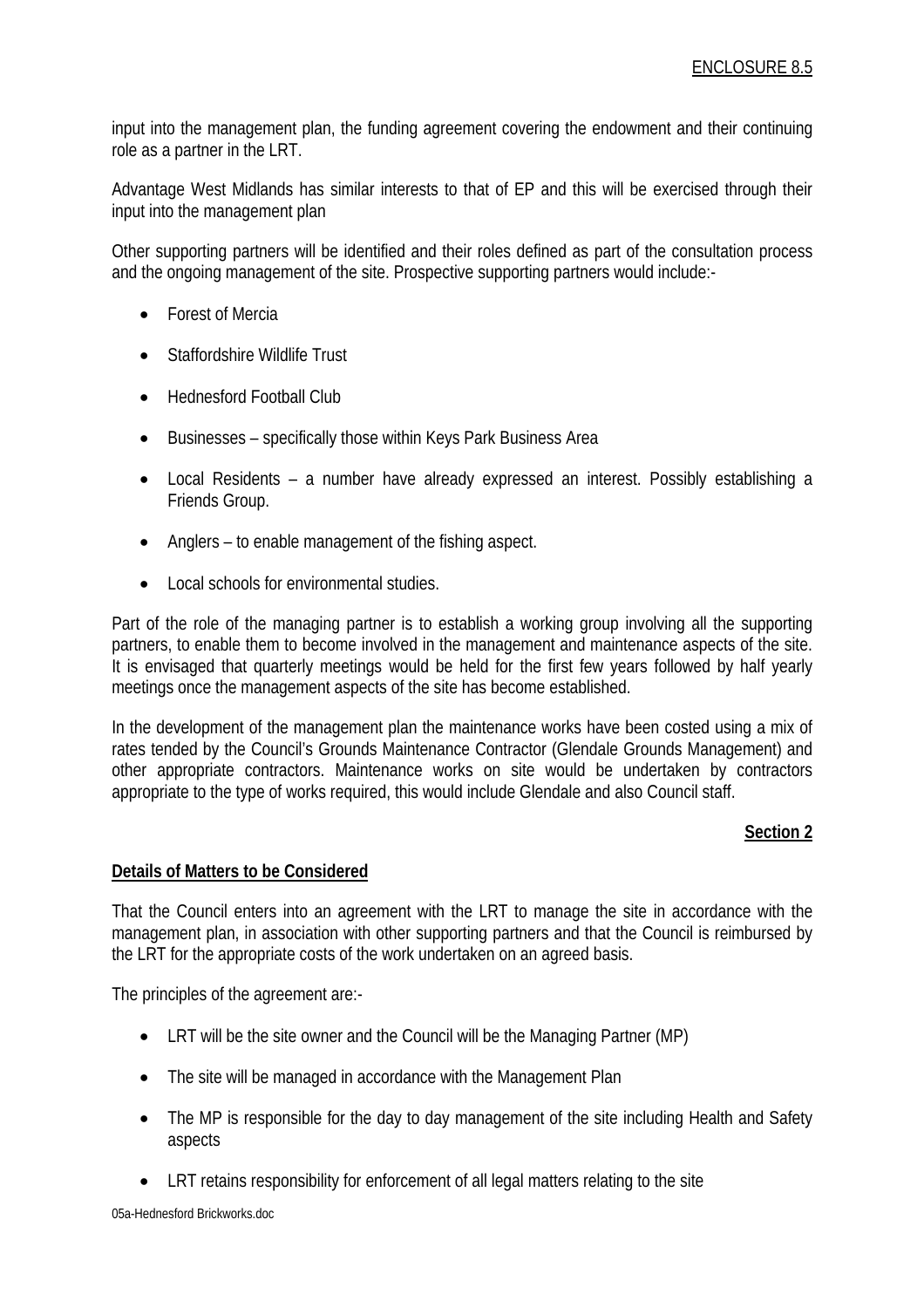input into the management plan, the funding agreement covering the endowment and their continuing role as a partner in the LRT.

Advantage West Midlands has similar interests to that of EP and this will be exercised through their input into the management plan

Other supporting partners will be identified and their roles defined as part of the consultation process and the ongoing management of the site. Prospective supporting partners would include:-

- Forest of Mercia
- Staffordshire Wildlife Trust
- Hednesford Football Club
- Businesses – specifically those within Keys Park Business Area
- Local Residents – a number have already expressed an interest. Possibly establishing a Friends Group.
- Anglers – to enable management of the fishing aspect.
- Local schools for environmental studies.

Part of the role of the managing partner is to establish a working group involving all the supporting partners, to enable them to become involved in the management and maintenance aspects of the site. It is envisaged that quarterly meetings would be held for the first few years followed by half yearly meetings once the management aspects of the site has become established.

In the development of the management plan the maintenance works have been costed using a mix of rates tendered by the Council's Grounds Maintenance Contractor (Glendale Grounds Management) and other appropriate contractors. Maintenance works on site would be undertaken by contractors appropriate to the type of works required, this would include Glendale and also Council staff.

**Section 2**

**Details of Matters to be Considered**

That the Council enters into an agreement with the LRT to manage the site in accordance with the management plan, in association with other supporting partners and that the Council is reimbursed by the LRT for the appropriate costs of the work undertaken on an agreed basis.

The principles of the agreement are:-

- LRT will be the site owner and the Council will be the Managing Partner (MP)
- The site will be managed in accordance with the Management Plan
- The MP is responsible for the day to day management of the site including Health and Safety aspects
- LRT retains responsibility for enforcement of all legal matters relating to the site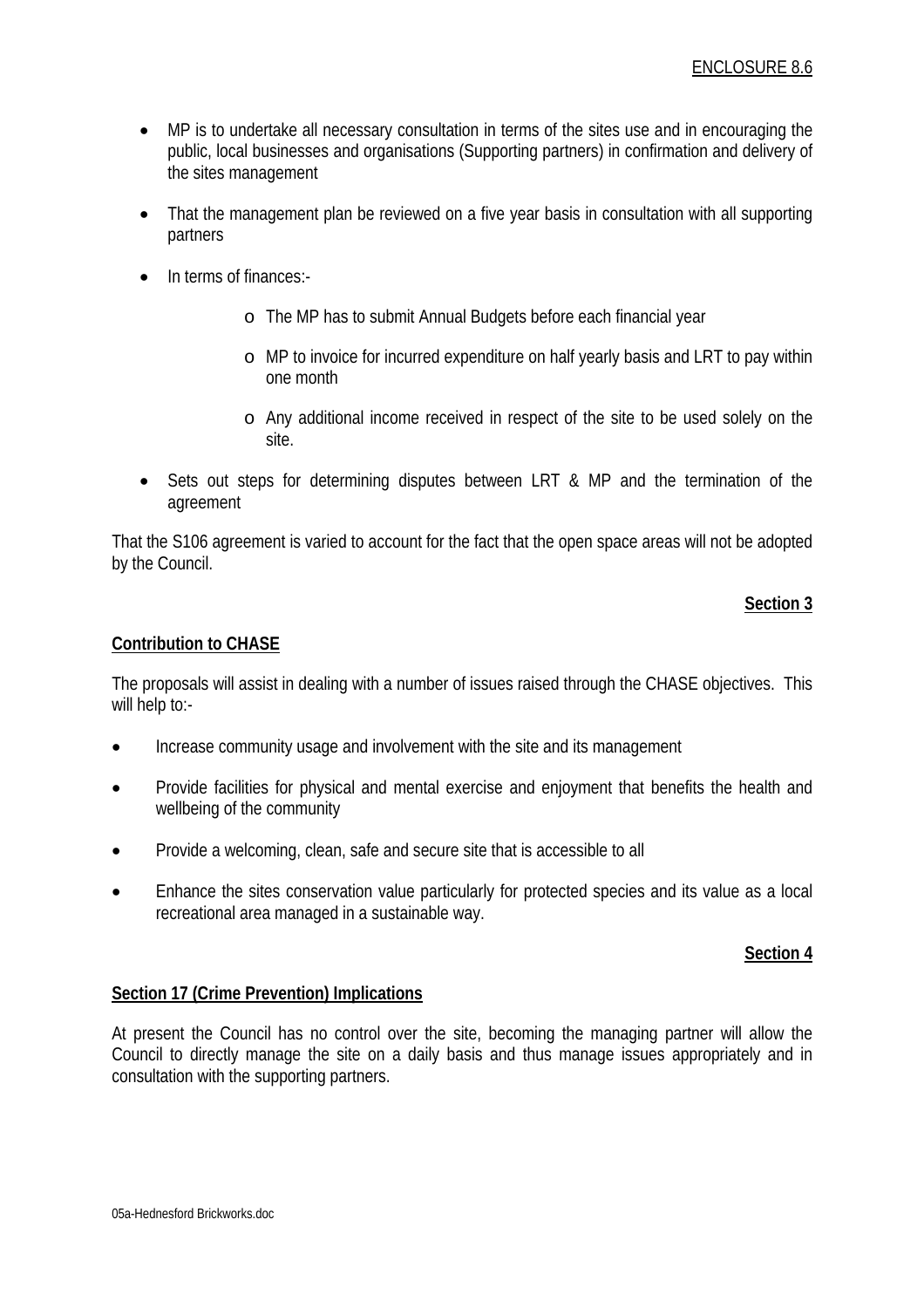- MP is to undertake all necessary consultation in terms of the sites use and in encouraging the public, local businesses and organisations (Supporting partners) in confirmation and delivery of the sites management

- That the management plan be reviewed on a five year basis in consultation with all supporting partners

- In terms of finances:-

    - The MP has to submit Annual Budgets before each financial year

    - MP to invoice for incurred expenditure on half yearly basis and LRT to pay within one month

    - Any additional income received in respect of the site to be used solely on the site.

- Sets out steps for determining disputes between LRT & MP and the termination of the agreement

That the S106 agreement is varied to account for the fact that the open space areas will not be adopted by the Council.

**Section 3**

**Contribution to CHASE**

The proposals will assist in dealing with a number of issues raised through the CHASE objectives. This will help to:-

- Increase community usage and involvement with the site and its management

- Provide facilities for physical and mental exercise and enjoyment that benefits the health and wellbeing of the community

- Provide a welcoming, clean, safe and secure site that is accessible to all

- Enhance the sites conservation value particularly for protected species and its value as a local recreational area managed in a sustainable way.

**Section 4**

**Section 17 (Crime Prevention) Implications**

At present the Council has no control over the site, becoming the managing partner will allow the Council to directly manage the site on a daily basis and thus manage issues appropriately and in consultation with the supporting partners.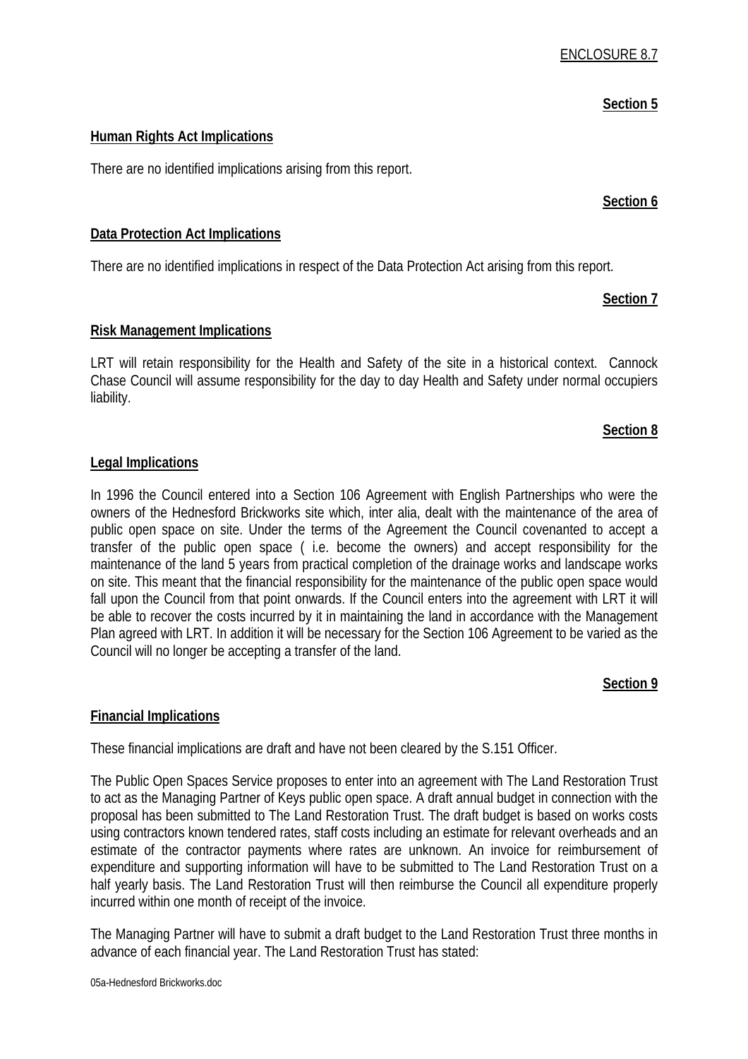ENCLOSURE 8.7

**Section 5**

**Human Rights Act Implications**

There are no identified implications arising from this report.

**Section 6**

**Data Protection Act Implications**

There are no identified implications in respect of the Data Protection Act arising from this report.

**Section 7**

**Risk Management Implications**

LRT will retain responsibility for the Health and Safety of the site in a historical context. Cannock Chase Council will assume responsibility for the day to day Health and Safety under normal occupiers liability.

**Section 8**

**Legal Implications**

In 1996 the Council entered into a Section 106 Agreement with English Partnerships who were the owners of the Hednesford Brickworks site which, inter alia, dealt with the maintenance of the area of public open space on site. Under the terms of the Agreement the Council covenanted to accept a transfer of the public open space ( i.e. become the owners) and accept responsibility for the maintenance of the land 5 years from practical completion of the drainage works and landscape works on site. This meant that the financial responsibility for the maintenance of the public open space would fall upon the Council from that point onwards. If the Council enters into the agreement with LRT it will be able to recover the costs incurred by it in maintaining the land in accordance with the Management Plan agreed with LRT. In addition it will be necessary for the Section 106 Agreement to be varied as the Council will no longer be accepting a transfer of the land.

**Section 9**

**Financial Implications**

These financial implications are draft and have not been cleared by the S.151 Officer.

The Public Open Spaces Service proposes to enter into an agreement with The Land Restoration Trust to act as the Managing Partner of Keys public open space. A draft annual budget in connection with the proposal has been submitted to The Land Restoration Trust. The draft budget is based on works costs using contractors known tendered rates, staff costs including an estimate for relevant overheads and an estimate of the contractor payments where rates are unknown. An invoice for reimbursement of expenditure and supporting information will have to be submitted to The Land Restoration Trust on a half yearly basis. The Land Restoration Trust will then reimburse the Council all expenditure properly incurred within one month of receipt of the invoice.

The Managing Partner will have to submit a draft budget to the Land Restoration Trust three months in advance of each financial year. The Land Restoration Trust has stated: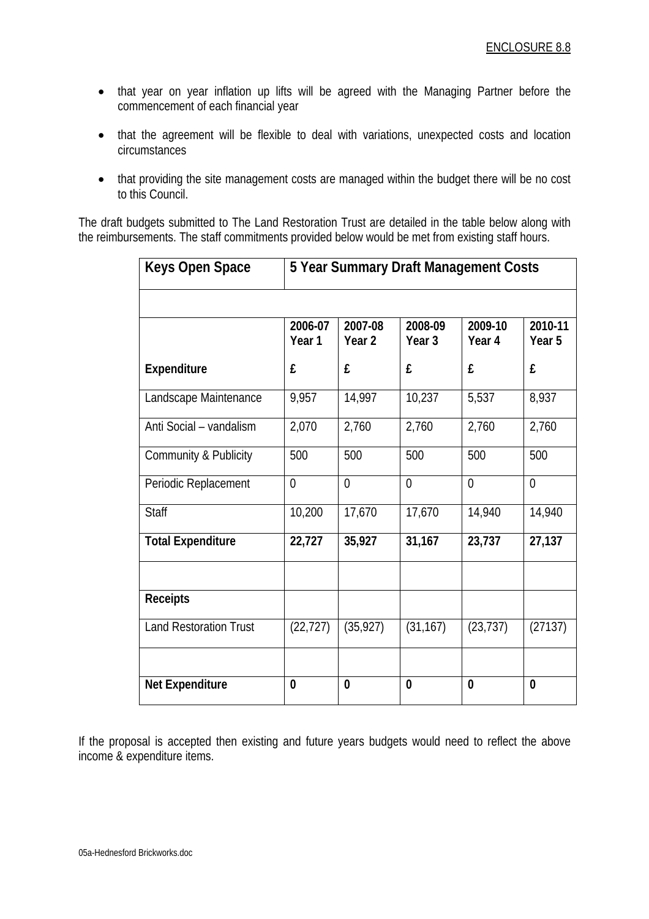ENCLOSURE 8.8

- that year on year inflation up lifts will be agreed with the Managing Partner before the commencement of each financial year
- that the agreement will be flexible to deal with variations, unexpected costs and location circumstances
- that providing the site management costs are managed within the budget there will be no cost to this Council.

The draft budgets submitted to The Land Restoration Trust are detailed in the table below along with the reimbursements. The staff commitments provided below would be met from existing staff hours.

| **Keys Open Space** | **5 Year Summary Draft Management Costs** | | | | |
|---|---|---|---|---|---|
| | | | | | |
| | **2006-07 Year 1** | **2007-08 Year 2** | **2008-09 Year 3** | **2009-10 Year 4** | **2010-11 Year 5** |
| **Expenditure** | **£** | **£** | **£** | **£** | **£** |
| Landscape Maintenance | 9,957 | 14,997 | 10,237 | 5,537 | 8,937 |
| Anti Social – vandalism | 2,070 | 2,760 | 2,760 | 2,760 | 2,760 |
| Community & Publicity | 500 | 500 | 500 | 500 | 500 |
| Periodic Replacement | 0 | 0 | 0 | 0 | 0 |
| Staff | 10,200 | 17,670 | 17,670 | 14,940 | 14,940 |
| **Total Expenditure** | **22,727** | **35,927** | **31,167** | **23,737** | **27,137** |
| | | | | | |
| **Receipts** | | | | | |
| Land Restoration Trust | (22,727) | (35,927) | (31,167) | (23,737) | (27137) |
| | | | | | |
| **Net Expenditure** | **0** | **0** | **0** | **0** | **0** |

If the proposal is accepted then existing and future years budgets would need to reflect the above income & expenditure items.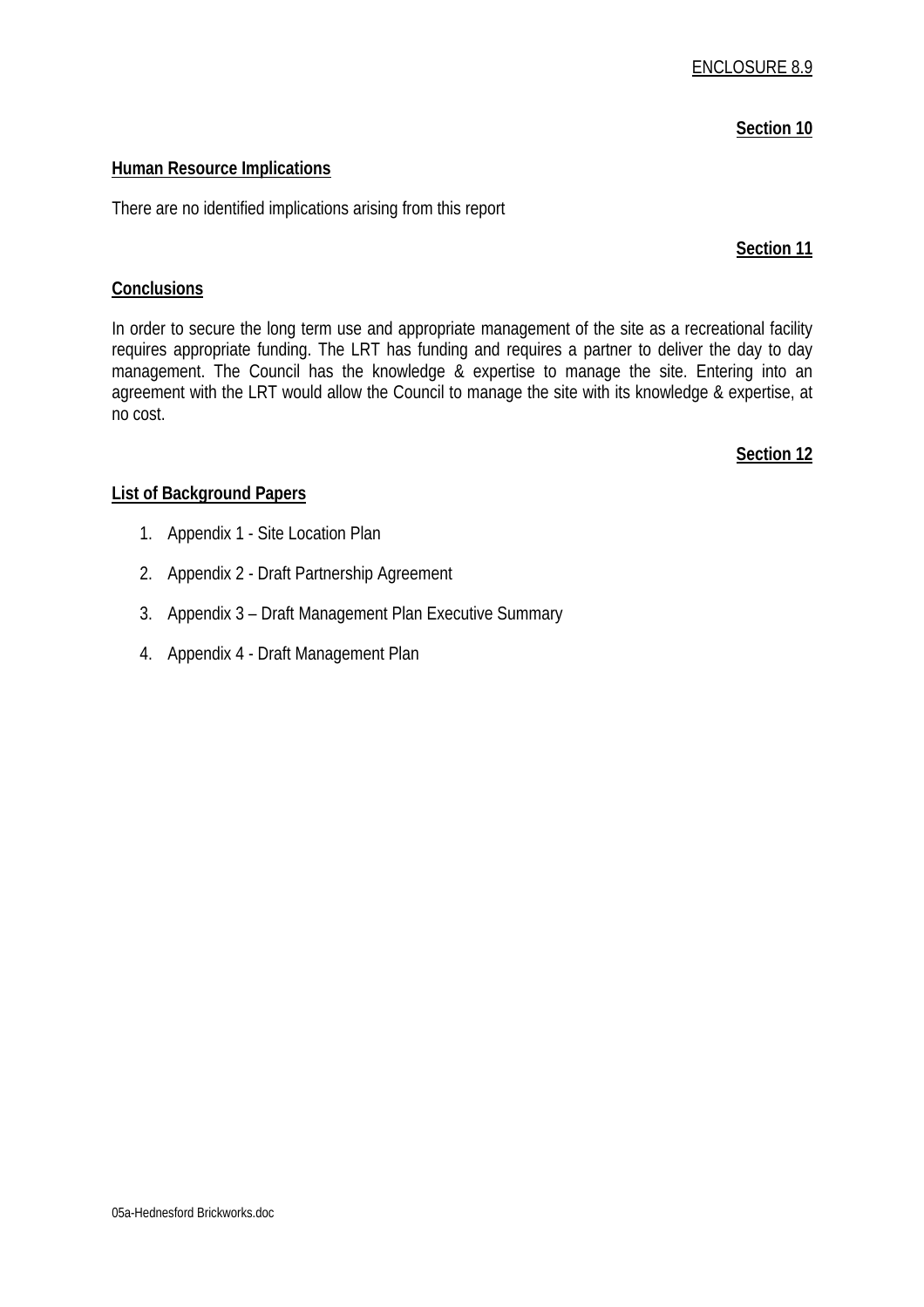ENCLOSURE 8.9

**Section 10**

**Human Resource Implications**

There are no identified implications arising from this report

**Section 11**

**Conclusions**

In order to secure the long term use and appropriate management of the site as a recreational facility requires appropriate funding. The LRT has funding and requires a partner to deliver the day to day management. The Council has the knowledge & expertise to manage the site. Entering into an agreement with the LRT would allow the Council to manage the site with its knowledge & expertise, at no cost.

**Section 12**

**List of Background Papers**

1. Appendix 1 - Site Location Plan
2. Appendix 2 - Draft Partnership Agreement
3. Appendix 3 – Draft Management Plan Executive Summary
4. Appendix 4 - Draft Management Plan